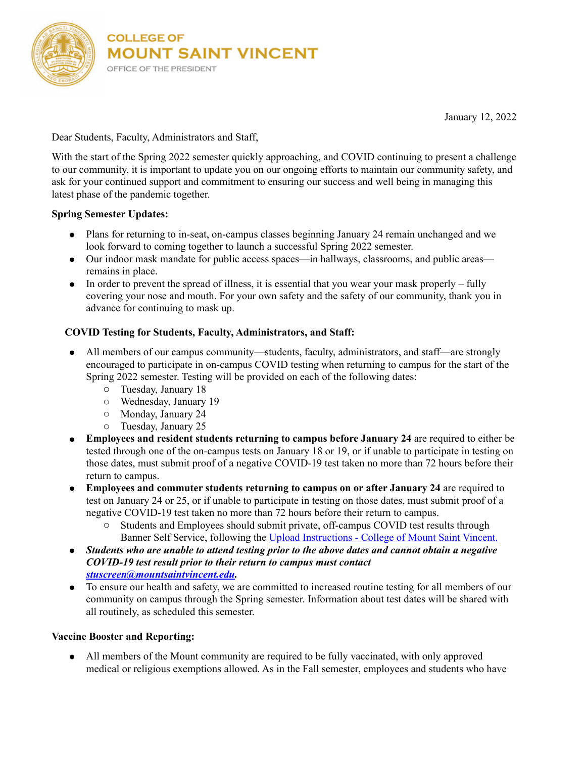**COLLEGE OF MOUNT SAINT VINCENT**
OFFICE OF THE PRESIDENT

January 12, 2022

Dear Students, Faculty, Administrators and Staff,

With the start of the Spring 2022 semester quickly approaching, and COVID continuing to present a challenge to our community, it is important to update you on our ongoing efforts to maintain our community safety, and ask for your continued support and commitment to ensuring our success and well being in managing this latest phase of the pandemic together.

**Spring Semester Updates:**

- Plans for returning to in-seat, on-campus classes beginning January 24 remain unchanged and we look forward to coming together to launch a successful Spring 2022 semester.
- Our indoor mask mandate for public access spaces—in hallways, classrooms, and public areas—remains in place.
- In order to prevent the spread of illness, it is essential that you wear your mask properly – fully covering your nose and mouth. For your own safety and the safety of our community, thank you in advance for continuing to mask up.

**COVID Testing for Students, Faculty, Administrators, and Staff:**

- All members of our campus community—students, faculty, administrators, and staff—are strongly encouraged to participate in on-campus COVID testing when returning to campus for the start of the Spring 2022 semester. Testing will be provided on each of the following dates:
  - Tuesday, January 18
  - Wednesday, January 19
  - Monday, January 24
  - Tuesday, January 25
- **Employees and resident students returning to campus before January 24** are required to either be tested through one of the on-campus tests on January 18 or 19, or if unable to participate in testing on those dates, must submit proof of a negative COVID-19 test taken no more than 72 hours before their return to campus.
- **Employees and commuter students returning to campus on or after January 24** are required to test on January 24 or 25, or if unable to participate in testing on those dates, must submit proof of a negative COVID-19 test taken no more than 72 hours before their return to campus.
  - Students and Employees should submit private, off-campus COVID test results through Banner Self Service, following the Upload Instructions - College of Mount Saint Vincent.
- ***Students who are unable to attend testing prior to the above dates and cannot obtain a negative COVID-19 test result prior to their return to campus must contact stuscreen@mountsaintvincent.edu.***
- To ensure our health and safety, we are committed to increased routine testing for all members of our community on campus through the Spring semester. Information about test dates will be shared with all routinely, as scheduled this semester.

**Vaccine Booster and Reporting:**

- All members of the Mount community are required to be fully vaccinated, with only approved medical or religious exemptions allowed. As in the Fall semester, employees and students who have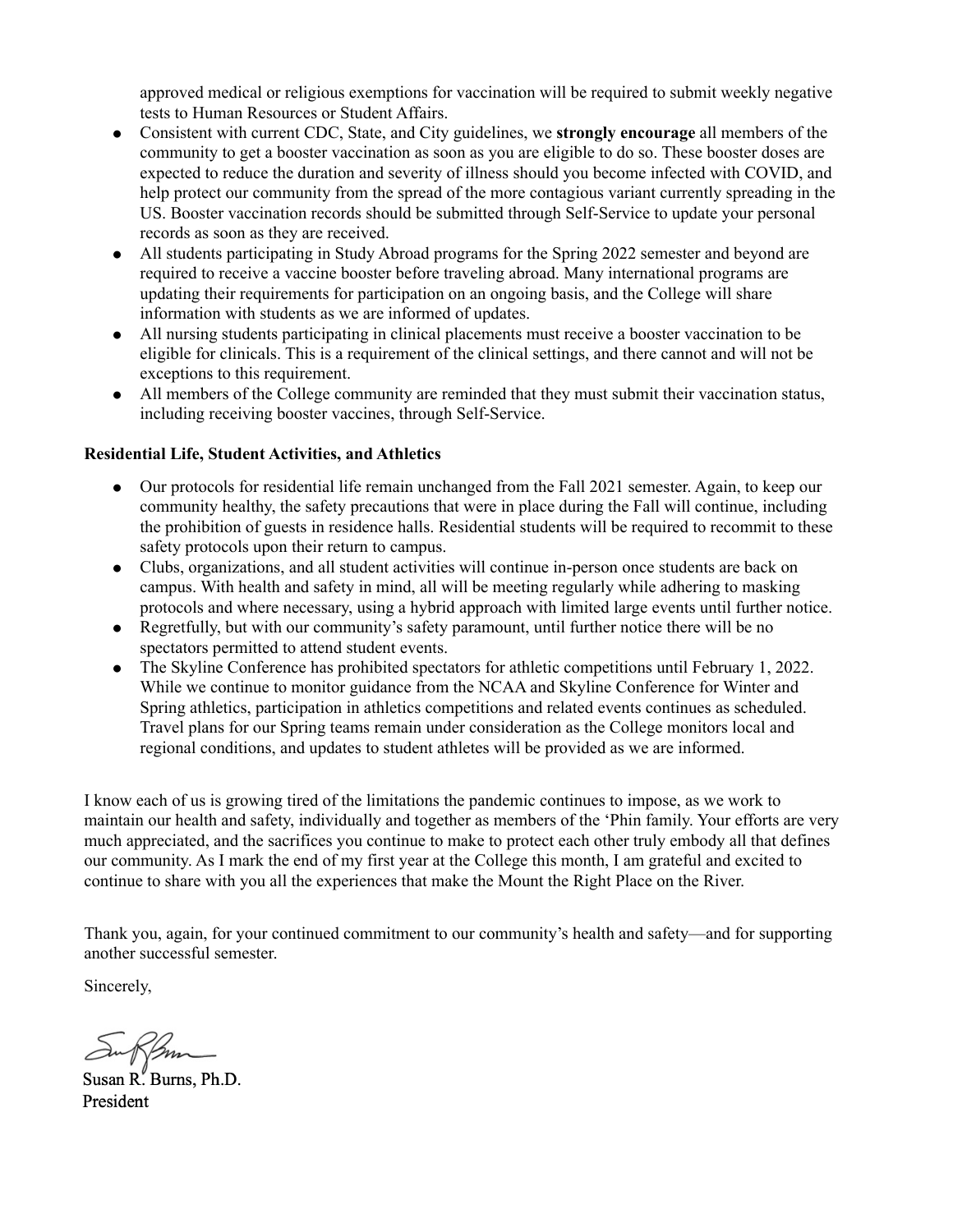approved medical or religious exemptions for vaccination will be required to submit weekly negative tests to Human Resources or Student Affairs.

- Consistent with current CDC, State, and City guidelines, we **strongly encourage** all members of the community to get a booster vaccination as soon as you are eligible to do so. These booster doses are expected to reduce the duration and severity of illness should you become infected with COVID, and help protect our community from the spread of the more contagious variant currently spreading in the US. Booster vaccination records should be submitted through Self-Service to update your personal records as soon as they are received.
- All students participating in Study Abroad programs for the Spring 2022 semester and beyond are required to receive a vaccine booster before traveling abroad. Many international programs are updating their requirements for participation on an ongoing basis, and the College will share information with students as we are informed of updates.
- All nursing students participating in clinical placements must receive a booster vaccination to be eligible for clinicals. This is a requirement of the clinical settings, and there cannot and will not be exceptions to this requirement.
- All members of the College community are reminded that they must submit their vaccination status, including receiving booster vaccines, through Self-Service.

**Residential Life, Student Activities, and Athletics**

- Our protocols for residential life remain unchanged from the Fall 2021 semester. Again, to keep our community healthy, the safety precautions that were in place during the Fall will continue, including the prohibition of guests in residence halls. Residential students will be required to recommit to these safety protocols upon their return to campus.
- Clubs, organizations, and all student activities will continue in-person once students are back on campus. With health and safety in mind, all will be meeting regularly while adhering to masking protocols and where necessary, using a hybrid approach with limited large events until further notice.
- Regretfully, but with our community's safety paramount, until further notice there will be no spectators permitted to attend student events.
- The Skyline Conference has prohibited spectators for athletic competitions until February 1, 2022. While we continue to monitor guidance from the NCAA and Skyline Conference for Winter and Spring athletics, participation in athletics competitions and related events continues as scheduled. Travel plans for our Spring teams remain under consideration as the College monitors local and regional conditions, and updates to student athletes will be provided as we are informed.

I know each of us is growing tired of the limitations the pandemic continues to impose, as we work to maintain our health and safety, individually and together as members of the 'Phin family. Your efforts are very much appreciated, and the sacrifices you continue to make to protect each other truly embody all that defines our community. As I mark the end of my first year at the College this month, I am grateful and excited to continue to share with you all the experiences that make the Mount the Right Place on the River.

Thank you, again, for your continued commitment to our community's health and safety—and for supporting another successful semester.

Sincerely,

Susan R. Burns, Ph.D.
President